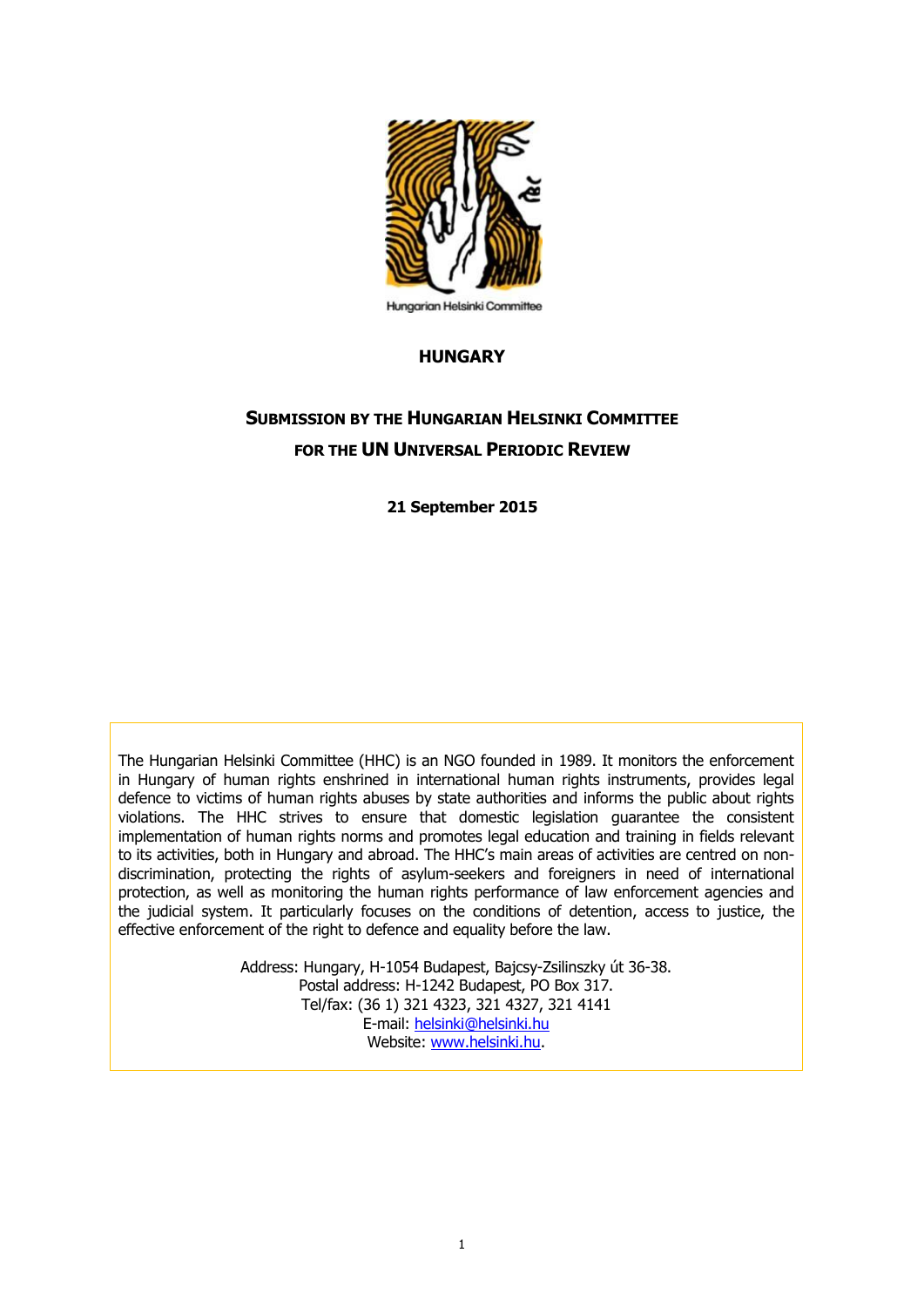Hungarian Helsinki Committee

# HUNGARY

## SUBMISSION BY THE HUNGARIAN HELSINKI COMMITTEE FOR THE UN UNIVERSAL PERIODIC REVIEW

**21 September 2015**

The Hungarian Helsinki Committee (HHC) is an NGO founded in 1989. It monitors the enforcement in Hungary of human rights enshrined in international human rights instruments, provides legal defence to victims of human rights abuses by state authorities and informs the public about rights violations. The HHC strives to ensure that domestic legislation guarantee the consistent implementation of human rights norms and promotes legal education and training in fields relevant to its activities, both in Hungary and abroad. The HHC's main areas of activities are centred on non-discrimination, protecting the rights of asylum-seekers and foreigners in need of international protection, as well as monitoring the human rights performance of law enforcement agencies and the judicial system. It particularly focuses on the conditions of detention, access to justice, the effective enforcement of the right to defence and equality before the law.

Address: Hungary, H-1054 Budapest, Bajcsy-Zsilinszky út 36-38.
Postal address: H-1242 Budapest, PO Box 317.
Tel/fax: (36 1) 321 4323, 321 4327, 321 4141
E-mail: helsinki@helsinki.hu
Website: www.helsinki.hu.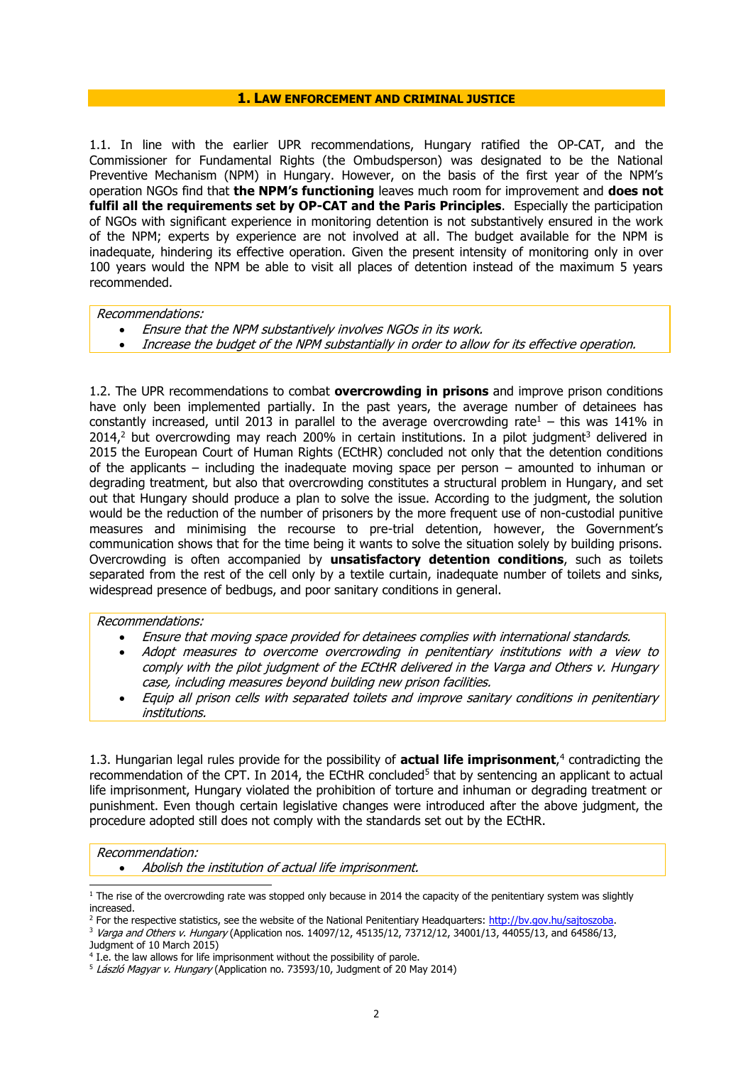## 1. LAW ENFORCEMENT AND CRIMINAL JUSTICE

1.1. In line with the earlier UPR recommendations, Hungary ratified the OP-CAT, and the Commissioner for Fundamental Rights (the Ombudsperson) was designated to be the National Preventive Mechanism (NPM) in Hungary. However, on the basis of the first year of the NPM's operation NGOs find that **the NPM's functioning** leaves much room for improvement and **does not fulfil all the requirements set by OP-CAT and the Paris Principles**. Especially the participation of NGOs with significant experience in monitoring detention is not substantively ensured in the work of the NPM; experts by experience are not involved at all. The budget available for the NPM is inadequate, hindering its effective operation. Given the present intensity of monitoring only in over 100 years would the NPM be able to visit all places of detention instead of the maximum 5 years recommended.

*Recommendations:*

- *Ensure that the NPM substantively involves NGOs in its work.*
- *Increase the budget of the NPM substantially in order to allow for its effective operation.*

1.2. The UPR recommendations to combat **overcrowding in prisons** and improve prison conditions have only been implemented partially. In the past years, the average number of detainees has constantly increased, until 2013 in parallel to the average overcrowding rate[1] – this was 141% in 2014,[2] but overcrowding may reach 200% in certain institutions. In a pilot judgment[3] delivered in 2015 the European Court of Human Rights (ECtHR) concluded not only that the detention conditions of the applicants – including the inadequate moving space per person – amounted to inhuman or degrading treatment, but also that overcrowding constitutes a structural problem in Hungary, and set out that Hungary should produce a plan to solve the issue. According to the judgment, the solution would be the reduction of the number of prisoners by the more frequent use of non-custodial punitive measures and minimising the recourse to pre-trial detention, however, the Government's communication shows that for the time being it wants to solve the situation solely by building prisons. Overcrowding is often accompanied by **unsatisfactory detention conditions**, such as toilets separated from the rest of the cell only by a textile curtain, inadequate number of toilets and sinks, widespread presence of bedbugs, and poor sanitary conditions in general.

*Recommendations:*

- *Ensure that moving space provided for detainees complies with international standards.*
- *Adopt measures to overcome overcrowding in penitentiary institutions with a view to comply with the pilot judgment of the ECtHR delivered in the Varga and Others v. Hungary case, including measures beyond building new prison facilities.*
- *Equip all prison cells with separated toilets and improve sanitary conditions in penitentiary institutions.*

1.3. Hungarian legal rules provide for the possibility of **actual life imprisonment**,[4] contradicting the recommendation of the CPT. In 2014, the ECtHR concluded[5] that by sentencing an applicant to actual life imprisonment, Hungary violated the prohibition of torture and inhuman or degrading treatment or punishment. Even though certain legislative changes were introduced after the above judgment, the procedure adopted still does not comply with the standards set out by the ECtHR.

*Recommendation:*

- *Abolish the institution of actual life imprisonment.*

---

[1] The rise of the overcrowding rate was stopped only because in 2014 the capacity of the penitentiary system was slightly increased.

[2] For the respective statistics, see the website of the National Penitentiary Headquarters: http://bv.gov.hu/sajtoszoba.

[3] *Varga and Others v. Hungary* (Application nos. 14097/12, 45135/12, 73712/12, 34001/13, 44055/13, and 64586/13, Judgment of 10 March 2015)

[4] I.e. the law allows for life imprisonment without the possibility of parole.

[5] *László Magyar v. Hungary* (Application no. 73593/10, Judgment of 20 May 2014)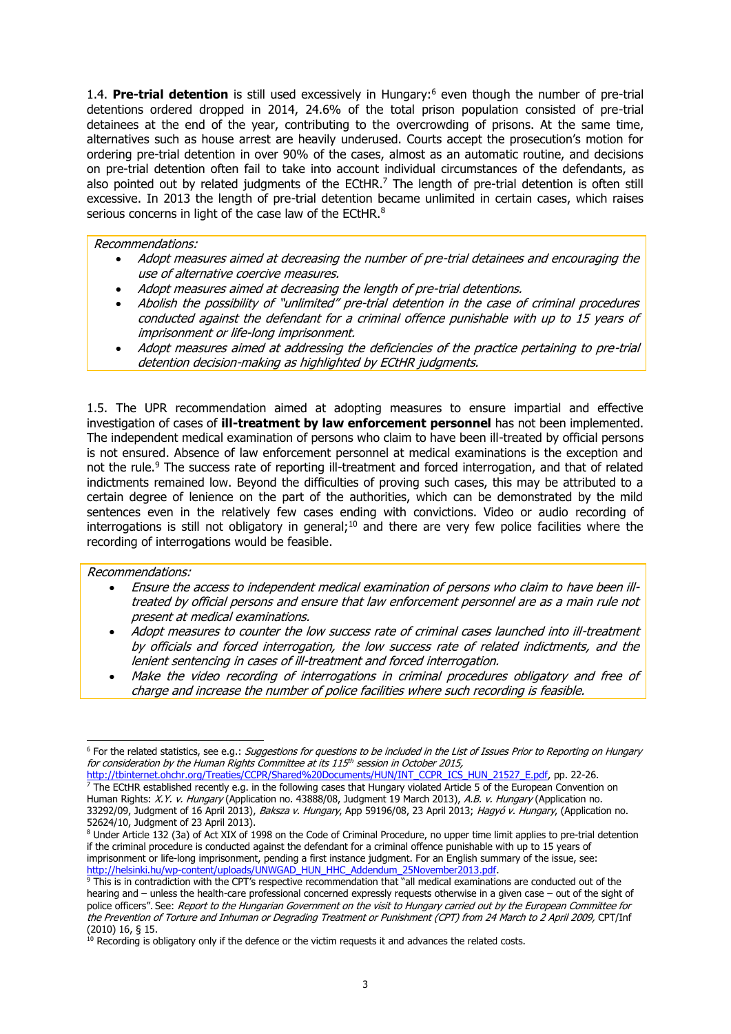1.4. **Pre-trial detention** is still used excessively in Hungary:[6] even though the number of pre-trial detentions ordered dropped in 2014, 24.6% of the total prison population consisted of pre-trial detainees at the end of the year, contributing to the overcrowding of prisons. At the same time, alternatives such as house arrest are heavily underused. Courts accept the prosecution's motion for ordering pre-trial detention in over 90% of the cases, almost as an automatic routine, and decisions on pre-trial detention often fail to take into account individual circumstances of the defendants, as also pointed out by related judgments of the ECtHR.[7] The length of pre-trial detention is often still excessive. In 2013 the length of pre-trial detention became unlimited in certain cases, which raises serious concerns in light of the case law of the ECtHR.[8]

*Recommendations:*

- *Adopt measures aimed at decreasing the number of pre-trial detainees and encouraging the use of alternative coercive measures.*
- *Adopt measures aimed at decreasing the length of pre-trial detentions.*
- *Abolish the possibility of "unlimited" pre-trial detention in the case of criminal procedures conducted against the defendant for a criminal offence punishable with up to 15 years of imprisonment or life-long imprisonment.*
- *Adopt measures aimed at addressing the deficiencies of the practice pertaining to pre-trial detention decision-making as highlighted by ECtHR judgments.*

1.5. The UPR recommendation aimed at adopting measures to ensure impartial and effective investigation of cases of **ill-treatment by law enforcement personnel** has not been implemented. The independent medical examination of persons who claim to have been ill-treated by official persons is not ensured. Absence of law enforcement personnel at medical examinations is the exception and not the rule.[9] The success rate of reporting ill-treatment and forced interrogation, and that of related indictments remained low. Beyond the difficulties of proving such cases, this may be attributed to a certain degree of lenience on the part of the authorities, which can be demonstrated by the mild sentences even in the relatively few cases ending with convictions. Video or audio recording of interrogations is still not obligatory in general;[10] and there are very few police facilities where the recording of interrogations would be feasible.

*Recommendations:*

- *Ensure the access to independent medical examination of persons who claim to have been ill-treated by official persons and ensure that law enforcement personnel are as a main rule not present at medical examinations.*
- *Adopt measures to counter the low success rate of criminal cases launched into ill-treatment by officials and forced interrogation, the low success rate of related indictments, and the lenient sentencing in cases of ill-treatment and forced interrogation.*
- *Make the video recording of interrogations in criminal procedures obligatory and free of charge and increase the number of police facilities where such recording is feasible.*

---

[6] For the related statistics, see e.g.: *Suggestions for questions to be included in the List of Issues Prior to Reporting on Hungary for consideration by the Human Rights Committee at its 115th session in October 2015,* http://tbinternet.ohchr.org/Treaties/CCPR/Shared%20Documents/HUN/INT_CCPR_ICS_HUN_21527_E.pdf, pp. 22-26.

[7] The ECtHR established recently e.g. in the following cases that Hungary violated Article 5 of the European Convention on Human Rights: *X.Y. v. Hungary* (Application no. 43888/08, Judgment 19 March 2013), *A.B. v. Hungary* (Application no. 33292/09, Judgment of 16 April 2013), *Baksza v. Hungary*, App 59196/08, 23 April 2013; *Hagyó v. Hungary*, (Application no. 52624/10, Judgment of 23 April 2013).

[8] Under Article 132 (3a) of Act XIX of 1998 on the Code of Criminal Procedure, no upper time limit applies to pre-trial detention if the criminal procedure is conducted against the defendant for a criminal offence punishable with up to 15 years of imprisonment or life-long imprisonment, pending a first instance judgment. For an English summary of the issue, see: http://helsinki.hu/wp-content/uploads/UNWGAD_HUN_HHC_Addendum_25November2013.pdf.

[9] This is in contradiction with the CPT's respective recommendation that "all medical examinations are conducted out of the hearing and – unless the health-care professional concerned expressly requests otherwise in a given case – out of the sight of police officers". See: *Report to the Hungarian Government on the visit to Hungary carried out by the European Committee for the Prevention of Torture and Inhuman or Degrading Treatment or Punishment (CPT) from 24 March to 2 April 2009,* CPT/Inf (2010) 16, § 15.

[10] Recording is obligatory only if the defence or the victim requests it and advances the related costs.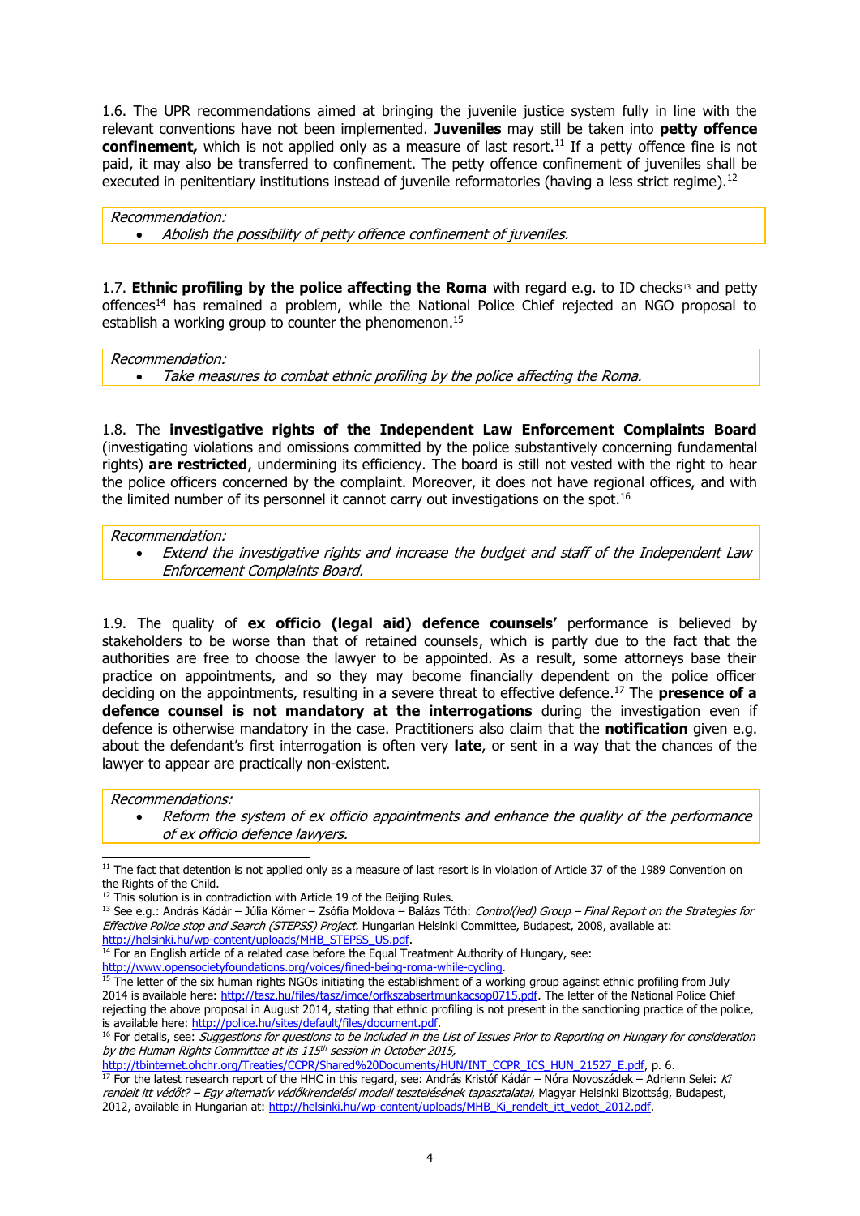1.6. The UPR recommendations aimed at bringing the juvenile justice system fully in line with the relevant conventions have not been implemented. **Juveniles** may still be taken into **petty offence confinement,** which is not applied only as a measure of last resort.[11] If a petty offence fine is not paid, it may also be transferred to confinement. The petty offence confinement of juveniles shall be executed in penitentiary institutions instead of juvenile reformatories (having a less strict regime).[12]

> *Recommendation:*
> - *Abolish the possibility of petty offence confinement of juveniles.*

1.7. **Ethnic profiling by the police affecting the Roma** with regard e.g. to ID checks[13] and petty offences[14] has remained a problem, while the National Police Chief rejected an NGO proposal to establish a working group to counter the phenomenon.[15]

> *Recommendation:*
> - *Take measures to combat ethnic profiling by the police affecting the Roma.*

1.8. The **investigative rights of the Independent Law Enforcement Complaints Board** (investigating violations and omissions committed by the police substantively concerning fundamental rights) **are restricted**, undermining its efficiency. The board is still not vested with the right to hear the police officers concerned by the complaint. Moreover, it does not have regional offices, and with the limited number of its personnel it cannot carry out investigations on the spot.[16]

> *Recommendation:*
> - *Extend the investigative rights and increase the budget and staff of the Independent Law Enforcement Complaints Board.*

1.9. The quality of **ex officio (legal aid) defence counsels'** performance is believed by stakeholders to be worse than that of retained counsels, which is partly due to the fact that the authorities are free to choose the lawyer to be appointed. As a result, some attorneys base their practice on appointments, and so they may become financially dependent on the police officer deciding on the appointments, resulting in a severe threat to effective defence.[17] The **presence of a defence counsel is not mandatory at the interrogations** during the investigation even if defence is otherwise mandatory in the case. Practitioners also claim that the **notification** given e.g. about the defendant's first interrogation is often very **late**, or sent in a way that the chances of the lawyer to appear are practically non-existent.

> *Recommendations:*
> - *Reform the system of ex officio appointments and enhance the quality of the performance of ex officio defence lawyers.*

---

[11] The fact that detention is not applied only as a measure of last resort is in violation of Article 37 of the 1989 Convention on the Rights of the Child.

[12] This solution is in contradiction with Article 19 of the Beijing Rules.

[13] See e.g.: András Kádár – Júlia Körner – Zsófia Moldova – Balázs Tóth: *Control(led) Group – Final Report on the Strategies for Effective Police stop and Search (STEPSS) Project.* Hungarian Helsinki Committee, Budapest, 2008, available at: http://helsinki.hu/wp-content/uploads/MHB_STEPSS_US.pdf.

[14] For an English article of a related case before the Equal Treatment Authority of Hungary, see: http://www.opensocietyfoundations.org/voices/fined-being-roma-while-cycling.

[15] The letter of the six human rights NGOs initiating the establishment of a working group against ethnic profiling from July 2014 is available here: http://tasz.hu/files/tasz/imce/orfkszabsertmunkacsop0715.pdf. The letter of the National Police Chief rejecting the above proposal in August 2014, stating that ethnic profiling is not present in the sanctioning practice of the police, is available here: http://police.hu/sites/default/files/document.pdf.

[16] For details, see: *Suggestions for questions to be included in the List of Issues Prior to Reporting on Hungary for consideration by the Human Rights Committee at its 115th session in October 2015,* http://tbinternet.ohchr.org/Treaties/CCPR/Shared%20Documents/HUN/INT_CCPR_ICS_HUN_21527_E.pdf, p. 6.

[17] For the latest research report of the HHC in this regard, see: András Kristóf Kádár – Nóra Novoszádek – Adrienn Selei: *Ki rendelt itt védőt? – Egy alternatív védőkirendelési modell tesztelésének tapasztalatai*, Magyar Helsinki Bizottság, Budapest, 2012, available in Hungarian at: http://helsinki.hu/wp-content/uploads/MHB_Ki_rendelt_itt_vedot_2012.pdf.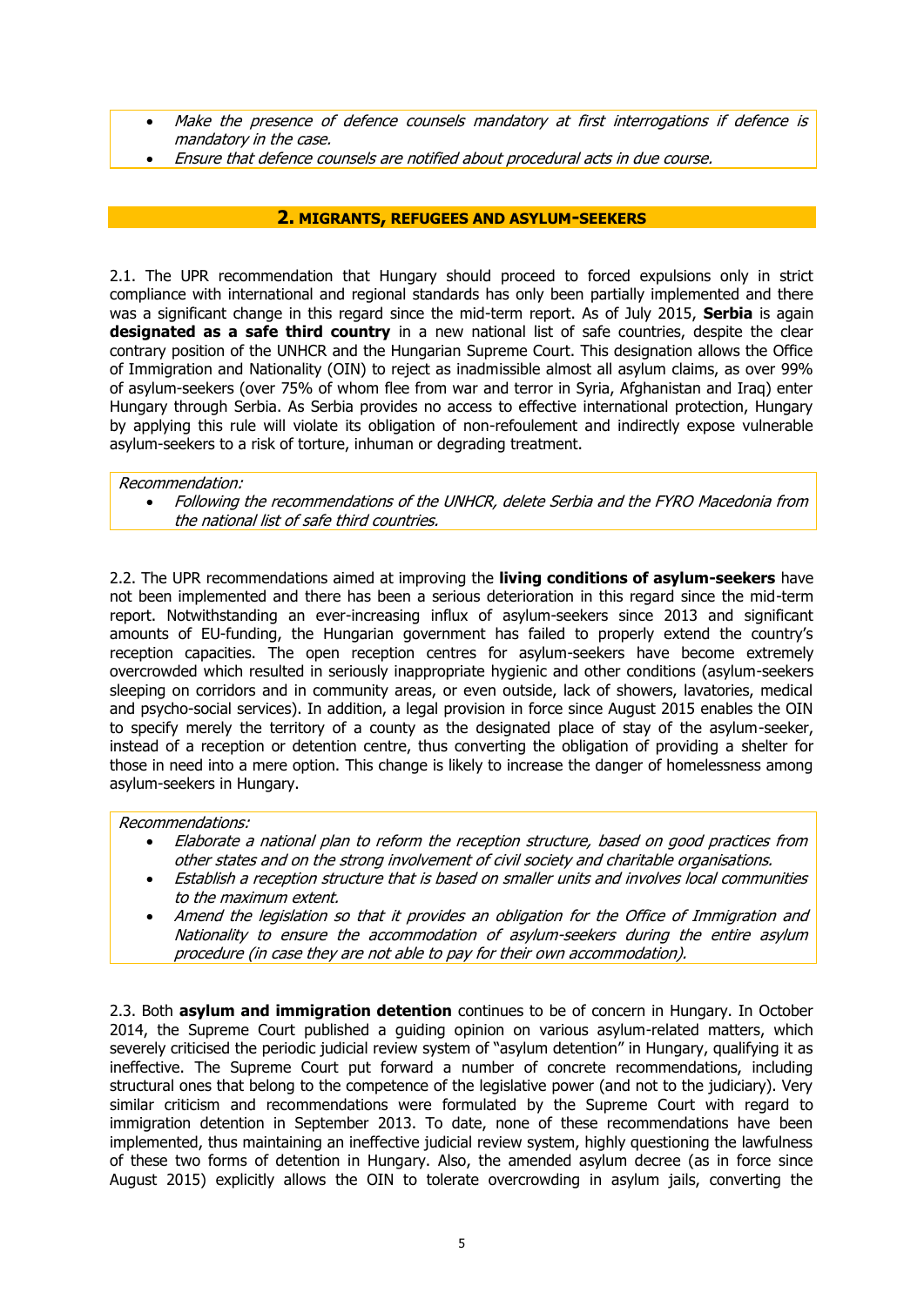- *Make the presence of defence counsels mandatory at first interrogations if defence is mandatory in the case.*
- *Ensure that defence counsels are notified about procedural acts in due course.*

## 2. MIGRANTS, REFUGEES AND ASYLUM-SEEKERS

2.1. The UPR recommendation that Hungary should proceed to forced expulsions only in strict compliance with international and regional standards has only been partially implemented and there was a significant change in this regard since the mid-term report. As of July 2015, **Serbia** is again **designated as a safe third country** in a new national list of safe countries, despite the clear contrary position of the UNHCR and the Hungarian Supreme Court. This designation allows the Office of Immigration and Nationality (OIN) to reject as inadmissible almost all asylum claims, as over 99% of asylum-seekers (over 75% of whom flee from war and terror in Syria, Afghanistan and Iraq) enter Hungary through Serbia. As Serbia provides no access to effective international protection, Hungary by applying this rule will violate its obligation of non-refoulement and indirectly expose vulnerable asylum-seekers to a risk of torture, inhuman or degrading treatment.

*Recommendation:*

- *Following the recommendations of the UNHCR, delete Serbia and the FYRO Macedonia from the national list of safe third countries.*

2.2. The UPR recommendations aimed at improving the **living conditions of asylum-seekers** have not been implemented and there has been a serious deterioration in this regard since the mid-term report. Notwithstanding an ever-increasing influx of asylum-seekers since 2013 and significant amounts of EU-funding, the Hungarian government has failed to properly extend the country's reception capacities. The open reception centres for asylum-seekers have become extremely overcrowded which resulted in seriously inappropriate hygienic and other conditions (asylum-seekers sleeping on corridors and in community areas, or even outside, lack of showers, lavatories, medical and psycho-social services). In addition, a legal provision in force since August 2015 enables the OIN to specify merely the territory of a county as the designated place of stay of the asylum-seeker, instead of a reception or detention centre, thus converting the obligation of providing a shelter for those in need into a mere option. This change is likely to increase the danger of homelessness among asylum-seekers in Hungary.

*Recommendations:*

- *Elaborate a national plan to reform the reception structure, based on good practices from other states and on the strong involvement of civil society and charitable organisations.*
- *Establish a reception structure that is based on smaller units and involves local communities to the maximum extent.*
- *Amend the legislation so that it provides an obligation for the Office of Immigration and Nationality to ensure the accommodation of asylum-seekers during the entire asylum procedure (in case they are not able to pay for their own accommodation).*

2.3. Both **asylum and immigration detention** continues to be of concern in Hungary. In October 2014, the Supreme Court published a guiding opinion on various asylum-related matters, which severely criticised the periodic judicial review system of "asylum detention" in Hungary, qualifying it as ineffective. The Supreme Court put forward a number of concrete recommendations, including structural ones that belong to the competence of the legislative power (and not to the judiciary). Very similar criticism and recommendations were formulated by the Supreme Court with regard to immigration detention in September 2013. To date, none of these recommendations have been implemented, thus maintaining an ineffective judicial review system, highly questioning the lawfulness of these two forms of detention in Hungary. Also, the amended asylum decree (as in force since August 2015) explicitly allows the OIN to tolerate overcrowding in asylum jails, converting the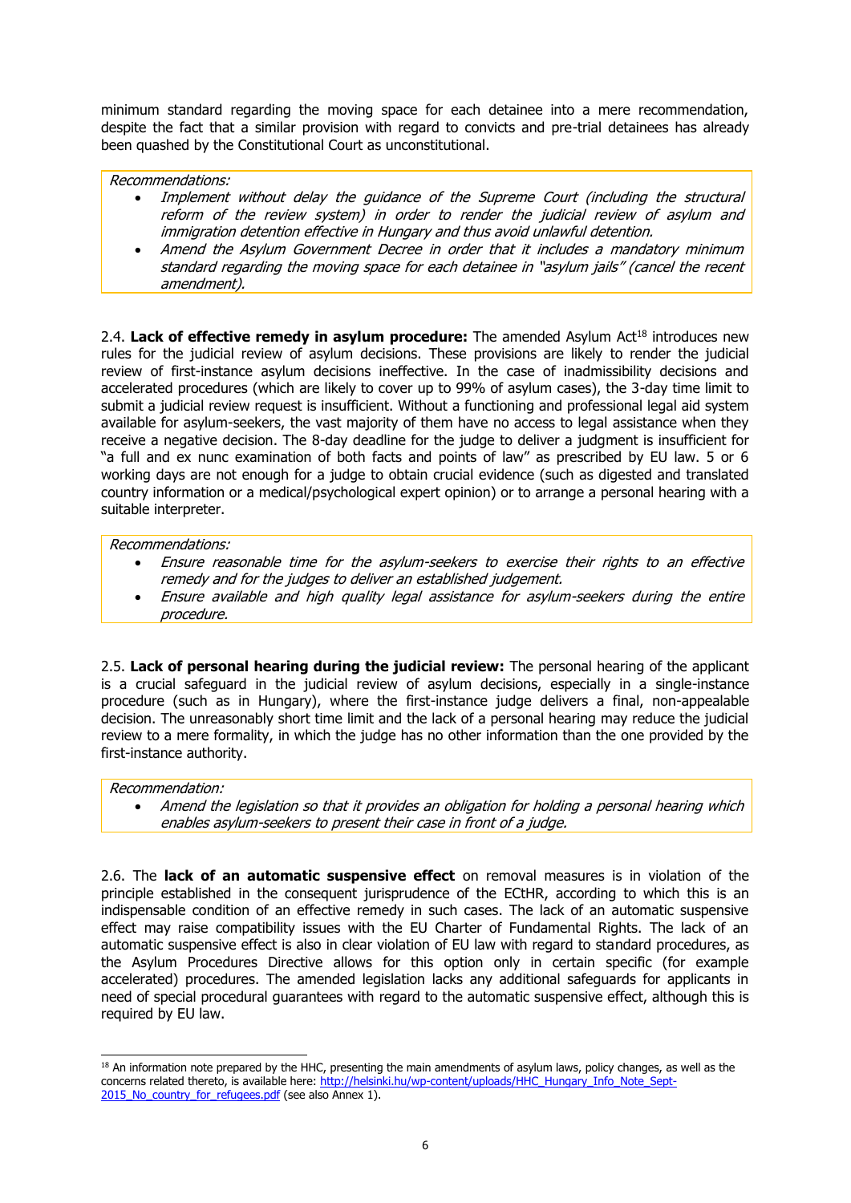minimum standard regarding the moving space for each detainee into a mere recommendation, despite the fact that a similar provision with regard to convicts and pre-trial detainees has already been quashed by the Constitutional Court as unconstitutional.

> *Recommendations:*
> - *Implement without delay the guidance of the Supreme Court (including the structural reform of the review system) in order to render the judicial review of asylum and immigration detention effective in Hungary and thus avoid unlawful detention.*
> - *Amend the Asylum Government Decree in order that it includes a mandatory minimum standard regarding the moving space for each detainee in "asylum jails" (cancel the recent amendment).*

2.4. **Lack of effective remedy in asylum procedure:** The amended Asylum Act[18] introduces new rules for the judicial review of asylum decisions. These provisions are likely to render the judicial review of first-instance asylum decisions ineffective. In the case of inadmissibility decisions and accelerated procedures (which are likely to cover up to 99% of asylum cases), the 3-day time limit to submit a judicial review request is insufficient. Without a functioning and professional legal aid system available for asylum-seekers, the vast majority of them have no access to legal assistance when they receive a negative decision. The 8-day deadline for the judge to deliver a judgment is insufficient for "a full and ex nunc examination of both facts and points of law" as prescribed by EU law. 5 or 6 working days are not enough for a judge to obtain crucial evidence (such as digested and translated country information or a medical/psychological expert opinion) or to arrange a personal hearing with a suitable interpreter.

> *Recommendations:*
> - *Ensure reasonable time for the asylum-seekers to exercise their rights to an effective remedy and for the judges to deliver an established judgement.*
> - *Ensure available and high quality legal assistance for asylum-seekers during the entire procedure.*

2.5. **Lack of personal hearing during the judicial review:** The personal hearing of the applicant is a crucial safeguard in the judicial review of asylum decisions, especially in a single-instance procedure (such as in Hungary), where the first-instance judge delivers a final, non-appealable decision. The unreasonably short time limit and the lack of a personal hearing may reduce the judicial review to a mere formality, in which the judge has no other information than the one provided by the first-instance authority.

> *Recommendation:*
> - *Amend the legislation so that it provides an obligation for holding a personal hearing which enables asylum-seekers to present their case in front of a judge.*

2.6. The **lack of an automatic suspensive effect** on removal measures is in violation of the principle established in the consequent jurisprudence of the ECtHR, according to which this is an indispensable condition of an effective remedy in such cases. The lack of an automatic suspensive effect may raise compatibility issues with the EU Charter of Fundamental Rights. The lack of an automatic suspensive effect is also in clear violation of EU law with regard to standard procedures, as the Asylum Procedures Directive allows for this option only in certain specific (for example accelerated) procedures. The amended legislation lacks any additional safeguards for applicants in need of special procedural guarantees with regard to the automatic suspensive effect, although this is required by EU law.

---

[18] An information note prepared by the HHC, presenting the main amendments of asylum laws, policy changes, as well as the concerns related thereto, is available here: [http://helsinki.hu/wp-content/uploads/HHC_Hungary_Info_Note_Sept-2015_No_country_for_refugees.pdf](http://helsinki.hu/wp-content/uploads/HHC_Hungary_Info_Note_Sept-2015_No_country_for_refugees.pdf) (see also Annex 1).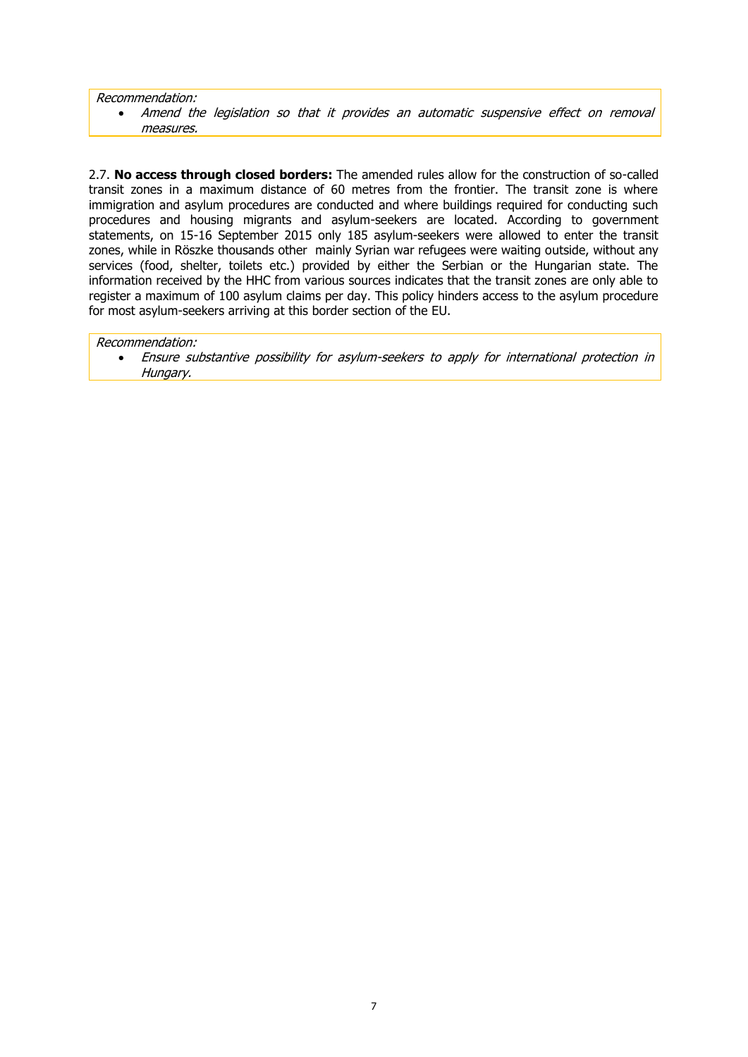*Recommendation:*

- *Amend the legislation so that it provides an automatic suspensive effect on removal measures.*

2.7. **No access through closed borders:** The amended rules allow for the construction of so-called transit zones in a maximum distance of 60 metres from the frontier. The transit zone is where immigration and asylum procedures are conducted and where buildings required for conducting such procedures and housing migrants and asylum-seekers are located. According to government statements, on 15-16 September 2015 only 185 asylum-seekers were allowed to enter the transit zones, while in Röszke thousands other mainly Syrian war refugees were waiting outside, without any services (food, shelter, toilets etc.) provided by either the Serbian or the Hungarian state. The information received by the HHC from various sources indicates that the transit zones are only able to register a maximum of 100 asylum claims per day. This policy hinders access to the asylum procedure for most asylum-seekers arriving at this border section of the EU.

*Recommendation:*

- *Ensure substantive possibility for asylum-seekers to apply for international protection in Hungary.*